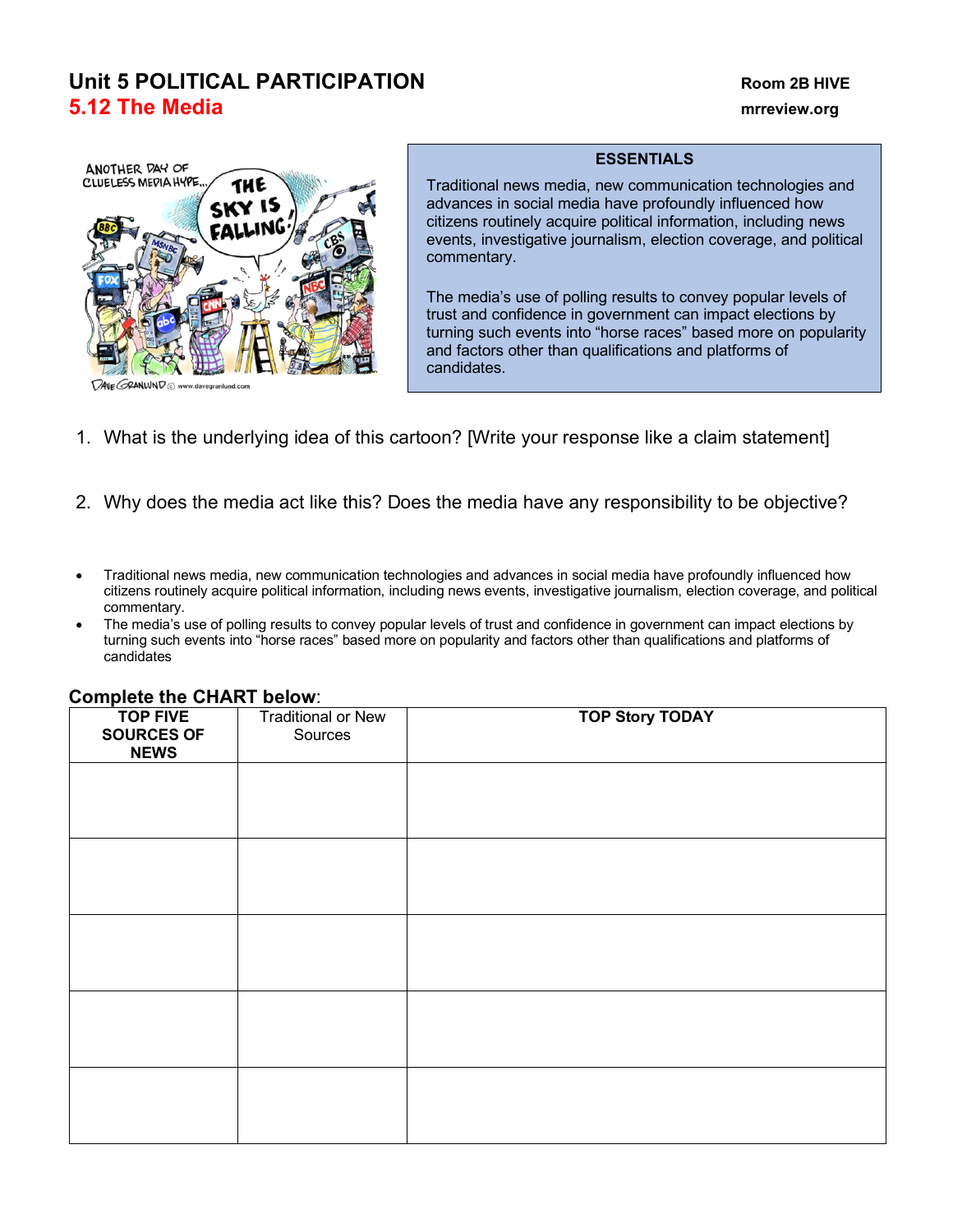# Unit 5 POLITICAL PARTICIPATION

## 5.12 The Media

Room 2B HIVE
mrreview.org

**ESSENTIALS**

Traditional news media, new communication technologies and advances in social media have profoundly influenced how citizens routinely acquire political information, including news events, investigative journalism, election coverage, and political commentary.

The media's use of polling results to convey popular levels of trust and confidence in government can impact elections by turning such events into "horse races" based more on popularity and factors other than qualifications and platforms of candidates.

1. What is the underlying idea of this cartoon? [Write your response like a claim statement]

2. Why does the media act like this? Does the media have any responsibility to be objective?

- Traditional news media, new communication technologies and advances in social media have profoundly influenced how citizens routinely acquire political information, including news events, investigative journalism, election coverage, and political commentary.
- The media's use of polling results to convey popular levels of trust and confidence in government can impact elections by turning such events into "horse races" based more on popularity and factors other than qualifications and platforms of candidates

**Complete the CHART below**:

| **TOP FIVE SOURCES OF NEWS** | Traditional or New Sources | **TOP Story TODAY** |
|---|---|---|
| | | |
| | | |
| | | |
| | | |
| | | |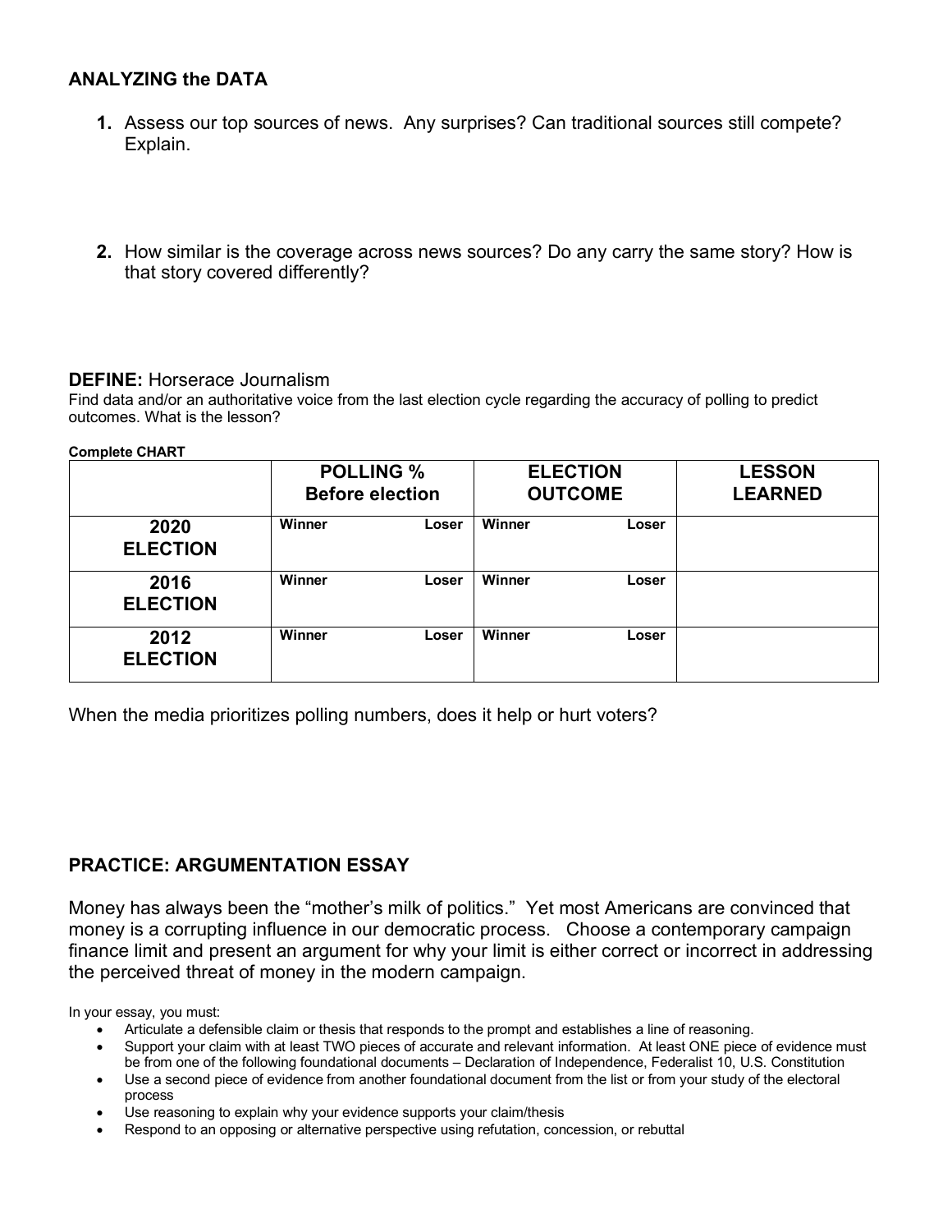## ANALYZING the DATA

1. Assess our top sources of news. Any surprises? Can traditional sources still compete? Explain.

2. How similar is the coverage across news sources? Do any carry the same story? How is that story covered differently?

**DEFINE:** Horserace Journalism

Find data and/or an authoritative voice from the last election cycle regarding the accuracy of polling to predict outcomes. What is the lesson?

**Complete CHART**

| | POLLING % Before election | | ELECTION OUTCOME | | LESSON LEARNED |
|---|---|---|---|---|---|
| **2020 ELECTION** | Winner | Loser | Winner | Loser | |
| **2016 ELECTION** | Winner | Loser | Winner | Loser | |
| **2012 ELECTION** | Winner | Loser | Winner | Loser | |

When the media prioritizes polling numbers, does it help or hurt voters?

## PRACTICE: ARGUMENTATION ESSAY

Money has always been the "mother's milk of politics." Yet most Americans are convinced that money is a corrupting influence in our democratic process. Choose a contemporary campaign finance limit and present an argument for why your limit is either correct or incorrect in addressing the perceived threat of money in the modern campaign.

In your essay, you must:

- Articulate a defensible claim or thesis that responds to the prompt and establishes a line of reasoning.
- Support your claim with at least TWO pieces of accurate and relevant information. At least ONE piece of evidence must be from one of the following foundational documents – Declaration of Independence, Federalist 10, U.S. Constitution
- Use a second piece of evidence from another foundational document from the list or from your study of the electoral process
- Use reasoning to explain why your evidence supports your claim/thesis
- Respond to an opposing or alternative perspective using refutation, concession, or rebuttal